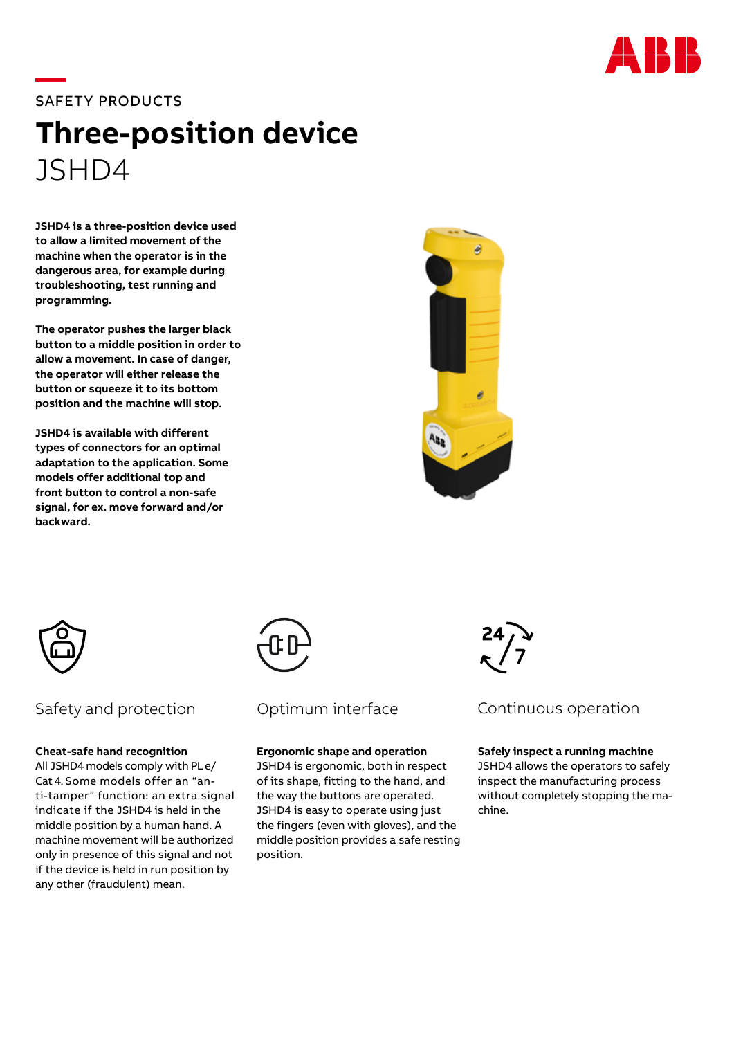SAFETY PRODUCTS

# Three-position device

## JSHD4

**JSHD4 is a three-position device used to allow a limited movement of the machine when the operator is in the dangerous area, for example during troubleshooting, test running and programming.**

**The operator pushes the larger black button to a middle position in order to allow a movement. In case of danger, the operator will either release the button or squeeze it to its bottom position and the machine will stop.**

**JSHD4 is available with different types of connectors for an optimal adaptation to the application. Some models offer additional top and front button to control a non-safe signal, for ex. move forward and/or backward.**

### Safety and protection

**Cheat-safe hand recognition**
All JSHD4 models comply with PL e/ Cat 4. Some models offer an "anti-tamper" function: an extra signal indicate if the JSHD4 is held in the middle position by a human hand. A machine movement will be authorized only in presence of this signal and not if the device is held in run position by any other (fraudulent) mean.

### Optimum interface

**Ergonomic shape and operation**
JSHD4 is ergonomic, both in respect of its shape, fitting to the hand, and the way the buttons are operated. JSHD4 is easy to operate using just the fingers (even with gloves), and the middle position provides a safe resting position.

### Continuous operation

**Safely inspect a running machine**
JSHD4 allows the operators to safely inspect the manufacturing process without completely stopping the machine.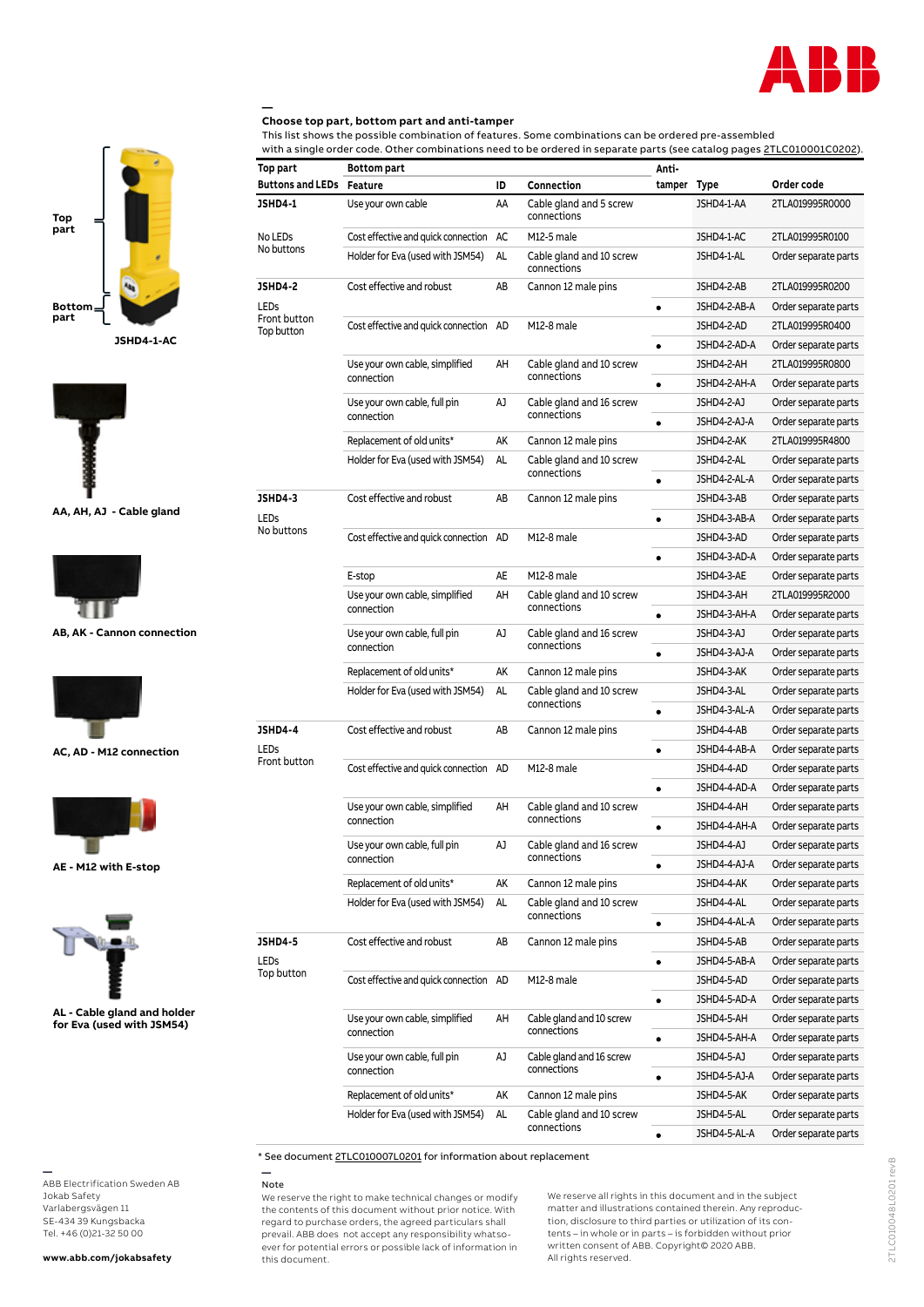## Choose top part, bottom part and anti-tamper

This list shows the possible combination of features. Some combinations can be ordered pre-assembled with a single order code. Other combinations need to be ordered in separate parts (see catalog pages 2TLC010001C0202).

Top part

Bottom part

JSHD4-1-AC

AA, AH, AJ - Cable gland

AB, AK - Cannon connection

AC, AD - M12 connection

AE - M12 with E-stop

AL - Cable gland and holder for Eva (used with JSM54)

| Top part | Bottom part | | | Anti-tamper | Type | Order code |
|---|---|---|---|---|---|---|
| Buttons and LEDs | Feature | ID | Connection | | | |
| **JSHD4-1** | Use your own cable | AA | Cable gland and 5 screw connections | | JSHD4-1-AA | 2TLA019995R0000 |
| No LEDs<br>No buttons | Cost effective and quick connection | AC | M12-5 male | | JSHD4-1-AC | 2TLA019995R0100 |
| | Holder for Eva (used with JSM54) | AL | Cable gland and 10 screw connections | | JSHD4-1-AL | Order separate parts |
| **JSHD4-2** | Cost effective and robust | AB | Cannon 12 male pins | | JSHD4-2-AB | 2TLA019995R0200 |
| LEDs<br>Front button<br>Top button | | | | • | JSHD4-2-AB-A | Order separate parts |
| | Cost effective and quick connection | AD | M12-8 male | | JSHD4-2-AD | 2TLA019995R0400 |
| | | | | • | JSHD4-2-AD-A | Order separate parts |
| | Use your own cable, simplified connection | AH | Cable gland and 10 screw connections | | JSHD4-2-AH | 2TLA019995R0800 |
| | | | | • | JSHD4-2-AH-A | Order separate parts |
| | Use your own cable, full pin connection | AJ | Cable gland and 16 screw connections | | JSHD4-2-AJ | Order separate parts |
| | | | | • | JSHD4-2-AJ-A | Order separate parts |
| | Replacement of old units* | AK | Cannon 12 male pins | | JSHD4-2-AK | 2TLA019995R4800 |
| | Holder for Eva (used with JSM54) | AL | Cable gland and 10 screw connections | | JSHD4-2-AL | Order separate parts |
| | | | | • | JSHD4-2-AL-A | Order separate parts |
| **JSHD4-3** | Cost effective and robust | AB | Cannon 12 male pins | | JSHD4-3-AB | Order separate parts |
| LEDs<br>No buttons | | | | • | JSHD4-3-AB-A | Order separate parts |
| | Cost effective and quick connection | AD | M12-8 male | | JSHD4-3-AD | Order separate parts |
| | | | | • | JSHD4-3-AD-A | Order separate parts |
| | E-stop | AE | M12-8 male | | JSHD4-3-AE | Order separate parts |
| | Use your own cable, simplified connection | AH | Cable gland and 10 screw connections | | JSHD4-3-AH | 2TLA019995R2000 |
| | | | | • | JSHD4-3-AH-A | Order separate parts |
| | Use your own cable, full pin connection | AJ | Cable gland and 16 screw connections | | JSHD4-3-AJ | Order separate parts |
| | | | | • | JSHD4-3-AJ-A | Order separate parts |
| | Replacement of old units* | AK | Cannon 12 male pins | | JSHD4-3-AK | Order separate parts |
| | Holder for Eva (used with JSM54) | AL | Cable gland and 10 screw connections | | JSHD4-3-AL | Order separate parts |
| | | | | • | JSHD4-3-AL-A | Order separate parts |
| **JSHD4-4** | Cost effective and robust | AB | Cannon 12 male pins | | JSHD4-4-AB | Order separate parts |
| LEDs<br>Front button | | | | • | JSHD4-4-AB-A | Order separate parts |
| | Cost effective and quick connection | AD | M12-8 male | | JSHD4-4-AD | Order separate parts |
| | | | | • | JSHD4-4-AD-A | Order separate parts |
| | Use your own cable, simplified connection | AH | Cable gland and 10 screw connections | | JSHD4-4-AH | Order separate parts |
| | | | | • | JSHD4-4-AH-A | Order separate parts |
| | Use your own cable, full pin connection | AJ | Cable gland and 16 screw connections | | JSHD4-4-AJ | Order separate parts |
| | | | | • | JSHD4-4-AJ-A | Order separate parts |
| | Replacement of old units* | AK | Cannon 12 male pins | | JSHD4-4-AK | Order separate parts |
| | Holder for Eva (used with JSM54) | AL | Cable gland and 10 screw connections | | JSHD4-4-AL | Order separate parts |
| | | | | • | JSHD4-4-AL-A | Order separate parts |
| **JSHD4-5** | Cost effective and robust | AB | Cannon 12 male pins | | JSHD4-5-AB | Order separate parts |
| LEDs<br>Top button | | | | • | JSHD4-5-AB-A | Order separate parts |
| | Cost effective and quick connection | AD | M12-8 male | | JSHD4-5-AD | Order separate parts |
| | | | | • | JSHD4-5-AD-A | Order separate parts |
| | Use your own cable, simplified connection | AH | Cable gland and 10 screw connections | | JSHD4-5-AH | Order separate parts |
| | | | | • | JSHD4-5-AH-A | Order separate parts |
| | Use your own cable, full pin connection | AJ | Cable gland and 16 screw connections | | JSHD4-5-AJ | Order separate parts |
| | | | | • | JSHD4-5-AJ-A | Order separate parts |
| | Replacement of old units* | AK | Cannon 12 male pins | | JSHD4-5-AK | Order separate parts |
| | Holder for Eva (used with JSM54) | AL | Cable gland and 10 screw connections | | JSHD4-5-AL | Order separate parts |
| | | | | • | JSHD4-5-AL-A | Order separate parts |

\* See document 2TLC010007L0201 for information about replacement

ABB Electrification Sweden AB
Jokab Safety
Varlabergsvägen 11
SE-434 39 Kungsbacka
Tel. +46 (0)21-32 50 00

**www.abb.com/jokabsafety**

**Note**

We reserve the right to make technical changes or modify the contents of this document without prior notice. With regard to purchase orders, the agreed particulars shall prevail. ABB does not accept any responsibility whatsoever for potential errors or possible lack of information in this document.

We reserve all rights in this document and in the subject matter and illustrations contained therein. Any reproduction, disclosure to third parties or utilization of its contents – in whole or in parts – is forbidden without prior written consent of ABB. Copyright© 2020 ABB. All rights reserved.

2TLC010048L0201 rev.B